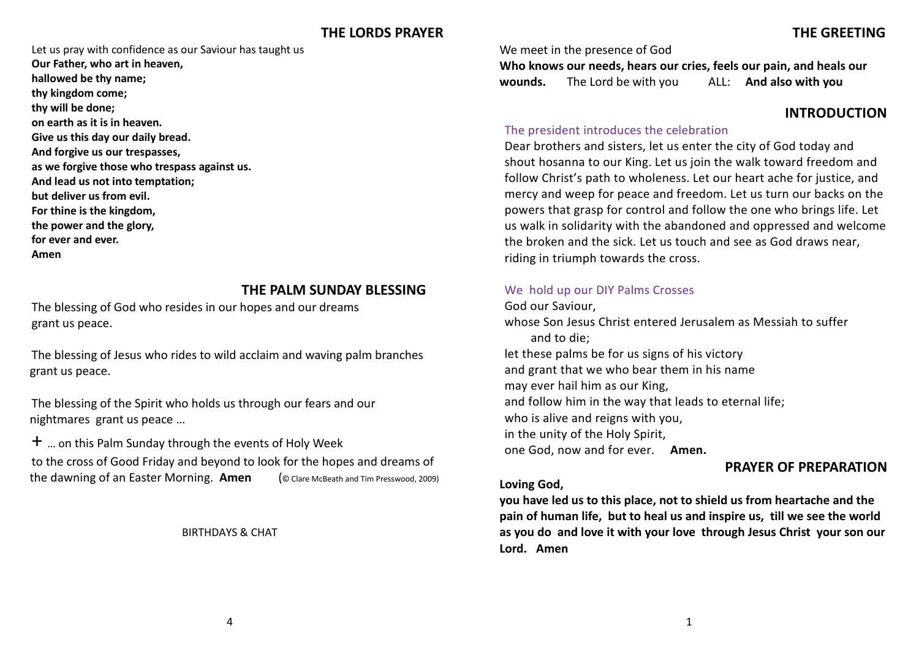## THE LORDS PRAYER

Let us pray with confidence as our Saviour has taught us

**Our Father, who art in heaven,**
**hallowed be thy name;**
**thy kingdom come;**
**thy will be done;**
**on earth as it is in heaven.**
**Give us this day our daily bread.**
**And forgive us our trespasses,**
**as we forgive those who trespass against us.**
**And lead us not into temptation;**
**but deliver us from evil.**
**For thine is the kingdom,**
**the power and the glory,**
**for ever and ever.**
**Amen**

## THE PALM SUNDAY BLESSING

The blessing of God who resides in our hopes and our dreams grant us peace.

The blessing of Jesus who rides to wild acclaim and waving palm branches grant us peace.

The blessing of the Spirit who holds us through our fears and our nightmares grant us peace …

+ … on this Palm Sunday through the events of Holy Week to the cross of Good Friday and beyond to look for the hopes and dreams of the dawning of an Easter Morning. **Amen** (© Clare McBeath and Tim Presswood, 2009)

BIRTHDAYS & CHAT

## THE GREETING

We meet in the presence of God

**Who knows our needs, hears our cries, feels our pain, and heals our wounds.** The Lord be with you ALL: **And also with you**

## INTRODUCTION

The president introduces the celebration

Dear brothers and sisters, let us enter the city of God today and shout hosanna to our King. Let us join the walk toward freedom and follow Christ's path to wholeness. Let our heart ache for justice, and mercy and weep for peace and freedom. Let us turn our backs on the powers that grasp for control and follow the one who brings life. Let us walk in solidarity with the abandoned and oppressed and welcome the broken and the sick. Let us touch and see as God draws near, riding in triumph towards the cross.

We hold up our DIY Palms Crosses

God our Saviour,
whose Son Jesus Christ entered Jerusalem as Messiah to suffer and to die;
let these palms be for us signs of his victory
and grant that we who bear them in his name
may ever hail him as our King,
and follow him in the way that leads to eternal life;
who is alive and reigns with you,
in the unity of the Holy Spirit,
one God, now and for ever. **Amen.**

## PRAYER OF PREPARATION

**Loving God,**
**you have led us to this place, not to shield us from heartache and the pain of human life, but to heal us and inspire us, till we see the world as you do and love it with your love through Jesus Christ your son our Lord. Amen**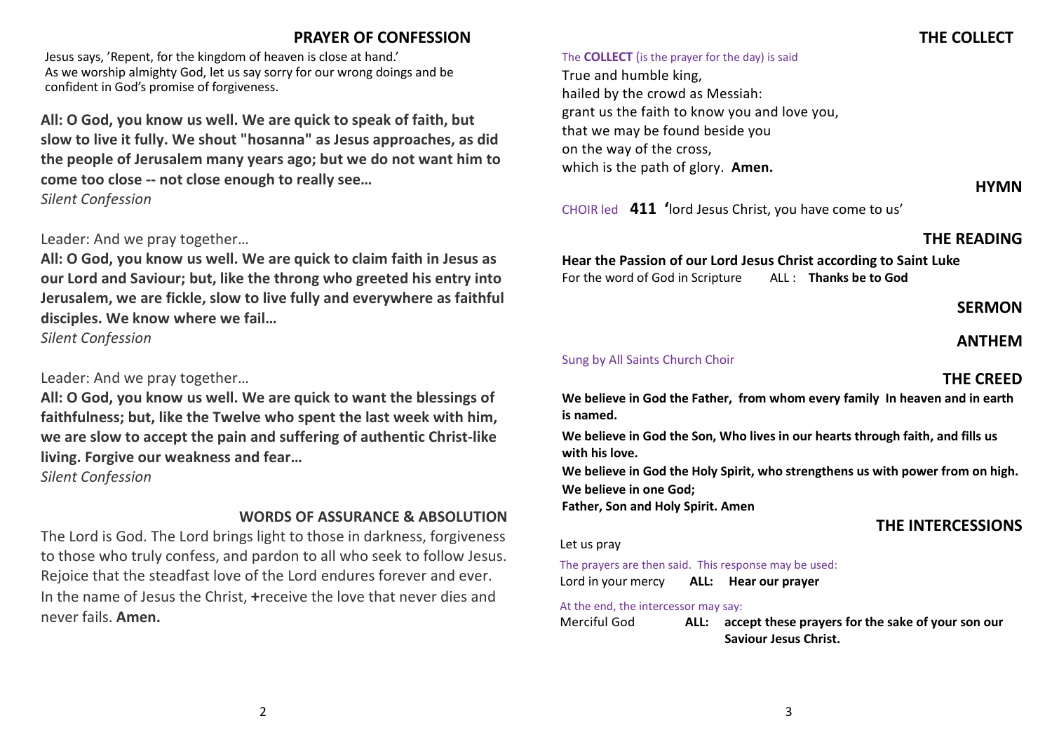## PRAYER OF CONFESSION

Jesus says, 'Repent, for the kingdom of heaven is close at hand.'
As we worship almighty God, let us say sorry for our wrong doings and be confident in God's promise of forgiveness.

**All: O God, you know us well. We are quick to speak of faith, but slow to live it fully. We shout "hosanna" as Jesus approaches, as did the people of Jerusalem many years ago; but we do not want him to come too close -- not close enough to really see…**
*Silent Confession*

Leader: And we pray together…

**All: O God, you know us well. We are quick to claim faith in Jesus as our Lord and Saviour; but, like the throng who greeted his entry into Jerusalem, we are fickle, slow to live fully and everywhere as faithful disciples. We know where we fail…**
*Silent Confession*

Leader: And we pray together…

**All: O God, you know us well. We are quick to want the blessings of faithfulness; but, like the Twelve who spent the last week with him, we are slow to accept the pain and suffering of authentic Christ-like living. Forgive our weakness and fear…**
*Silent Confession*

## WORDS OF ASSURANCE & ABSOLUTION

The Lord is God. The Lord brings light to those in darkness, forgiveness to those who truly confess, and pardon to all who seek to follow Jesus. Rejoice that the steadfast love of the Lord endures forever and ever. In the name of Jesus the Christ, **+**receive the love that never dies and never fails. **Amen.**

## THE COLLECT

The **COLLECT** (is the prayer for the day) is said

True and humble king,
hailed by the crowd as Messiah:
grant us the faith to know you and love you,
that we may be found beside you
on the way of the cross,
which is the path of glory. **Amen.**

## HYMN

CHOIR led **411 '**lord Jesus Christ, you have come to us'

## THE READING

**Hear the Passion of our Lord Jesus Christ according to Saint Luke**
For the word of God in Scripture ALL : **Thanks be to God**

## SERMON

## ANTHEM

Sung by All Saints Church Choir

## THE CREED

**We believe in God the Father, from whom every family In heaven and in earth is named.**

**We believe in God the Son, Who lives in our hearts through faith, and fills us with his love.**

**We believe in God the Holy Spirit, who strengthens us with power from on high.**
**We believe in one God;**
**Father, Son and Holy Spirit. Amen**

## THE INTERCESSIONS

Let us pray

The prayers are then said. This response may be used:
Lord in your mercy **ALL: Hear our prayer**

At the end, the intercessor may say:
Merciful God **ALL: accept these prayers for the sake of your son our Saviour Jesus Christ.**